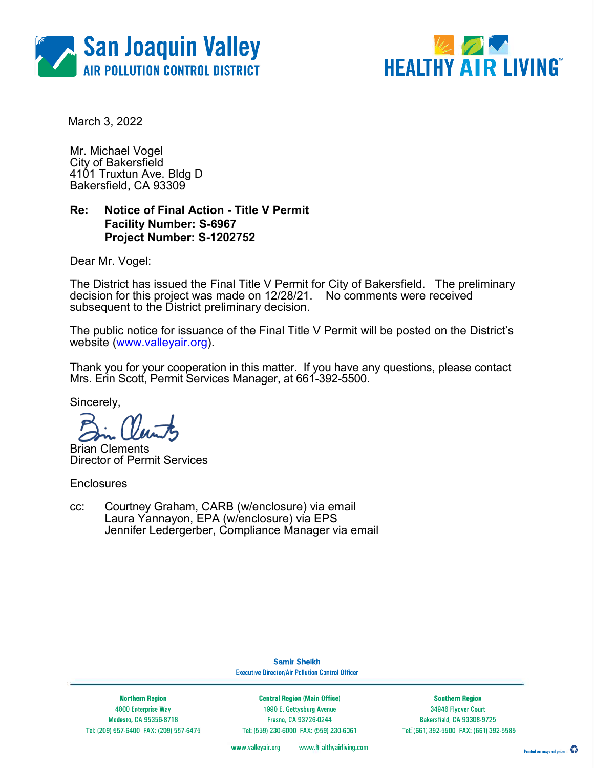San Joaquin Valley
AIR POLLUTION CONTROL DISTRICT

HEALTHY AIR LIVING™

March 3, 2022

Mr. Michael Vogel
City of Bakersfield
4101 Truxtun Ave. Bldg D
Bakersfield, CA 93309

**Re: Notice of Final Action - Title V Permit**
**Facility Number: S-6967**
**Project Number: S-1202752**

Dear Mr. Vogel:

The District has issued the Final Title V Permit for City of Bakersfield. The preliminary decision for this project was made on 12/28/21. No comments were received subsequent to the District preliminary decision.

The public notice for issuance of the Final Title V Permit will be posted on the District's website (www.valleyair.org).

Thank you for your cooperation in this matter. If you have any questions, please contact Mrs. Erin Scott, Permit Services Manager, at 661-392-5500.

Sincerely,

Brian Clements
Director of Permit Services

Enclosures

cc: Courtney Graham, CARB (w/enclosure) via email
Laura Yannayon, EPA (w/enclosure) via EPS
Jennifer Ledergerber, Compliance Manager via email

Samir Sheikh
Executive Director/Air Pollution Control Officer

| Northern Region | Central Region (Main Office) | Southern Region |
|---|---|---|
| 4800 Enterprise Way | 1990 E. Gettysburg Avenue | 34946 Flyover Court |
| Modesto, CA 95356-8718 | Fresno, CA 93726-0244 | Bakersfield, CA 93308-9725 |
| Tel: (209) 557-6400 FAX: (209) 557-6475 | Tel: (559) 230-6000 FAX: (559) 230-6061 | Tel: (661) 392-5500 FAX: (661) 392-5585 |

www.valleyair.org www.healthyairliving.com

Printed on recycled paper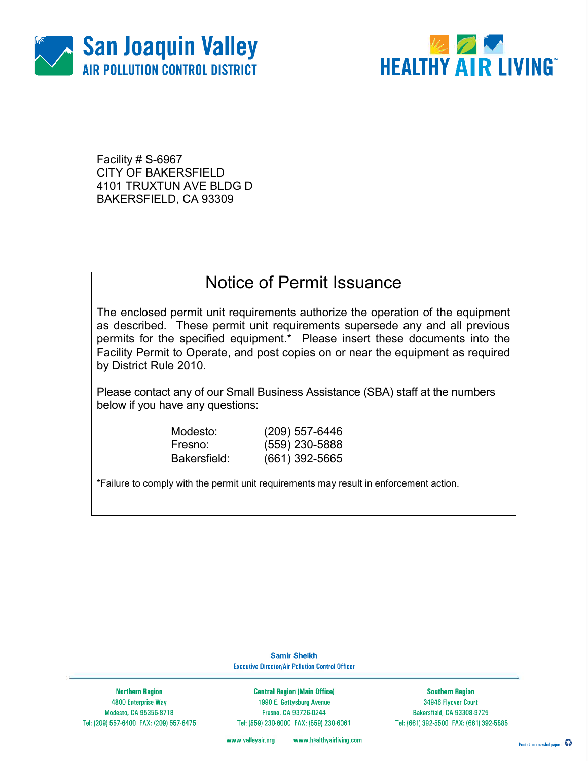San Joaquin Valley
AIR POLLUTION CONTROL DISTRICT

HEALTHY AIR LIVING™

Facility # S-6967
CITY OF BAKERSFIELD
4101 TRUXTUN AVE BLDG D
BAKERSFIELD, CA 93309

## Notice of Permit Issuance

The enclosed permit unit requirements authorize the operation of the equipment as described. These permit unit requirements supersede any and all previous permits for the specified equipment.* Please insert these documents into the Facility Permit to Operate, and post copies on or near the equipment as required by District Rule 2010.

Please contact any of our Small Business Assistance (SBA) staff at the numbers below if you have any questions:

| | |
|---|---|
| Modesto: | (209) 557-6446 |
| Fresno: | (559) 230-5888 |
| Bakersfield: | (661) 392-5665 |

*Failure to comply with the permit unit requirements may result in enforcement action.

**Samir Sheikh**
Executive Director/Air Pollution Control Officer

**Northern Region**
4800 Enterprise Way
Modesto, CA 95356-8718
Tel: (209) 557-6400 FAX: (209) 557-6475

**Central Region (Main Office)**
1990 E. Gettysburg Avenue
Fresno, CA 93726-0244
Tel: (559) 230-6000 FAX: (559) 230-6061

**Southern Region**
34946 Flyover Court
Bakersfield, CA 93308-9725
Tel: (661) 392-5500 FAX: (661) 392-5585

www.valleyair.org www.healthyairliving.com

Printed on recycled paper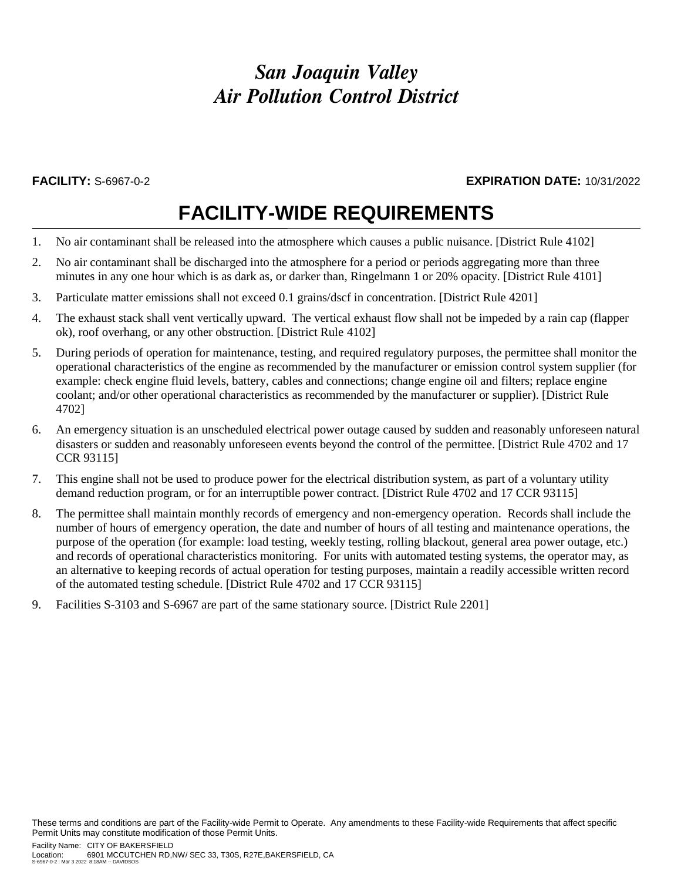*San Joaquin Valley*
*Air Pollution Control District*

**FACILITY:** S-6967-0-2 **EXPIRATION DATE:** 10/31/2022

# FACILITY-WIDE REQUIREMENTS

1. No air contaminant shall be released into the atmosphere which causes a public nuisance. [District Rule 4102]
2. No air contaminant shall be discharged into the atmosphere for a period or periods aggregating more than three minutes in any one hour which is as dark as, or darker than, Ringelmann 1 or 20% opacity. [District Rule 4101]
3. Particulate matter emissions shall not exceed 0.1 grains/dscf in concentration. [District Rule 4201]
4. The exhaust stack shall vent vertically upward. The vertical exhaust flow shall not be impeded by a rain cap (flapper ok), roof overhang, or any other obstruction. [District Rule 4102]
5. During periods of operation for maintenance, testing, and required regulatory purposes, the permittee shall monitor the operational characteristics of the engine as recommended by the manufacturer or emission control system supplier (for example: check engine fluid levels, battery, cables and connections; change engine oil and filters; replace engine coolant; and/or other operational characteristics as recommended by the manufacturer or supplier). [District Rule 4702]
6. An emergency situation is an unscheduled electrical power outage caused by sudden and reasonably unforeseen natural disasters or sudden and reasonably unforeseen events beyond the control of the permittee. [District Rule 4702 and 17 CCR 93115]
7. This engine shall not be used to produce power for the electrical distribution system, as part of a voluntary utility demand reduction program, or for an interruptible power contract. [District Rule 4702 and 17 CCR 93115]
8. The permittee shall maintain monthly records of emergency and non-emergency operation. Records shall include the number of hours of emergency operation, the date and number of hours of all testing and maintenance operations, the purpose of the operation (for example: load testing, weekly testing, rolling blackout, general area power outage, etc.) and records of operational characteristics monitoring. For units with automated testing systems, the operator may, as an alternative to keeping records of actual operation for testing purposes, maintain a readily accessible written record of the automated testing schedule. [District Rule 4702 and 17 CCR 93115]
9. Facilities S-3103 and S-6967 are part of the same stationary source. [District Rule 2201]

These terms and conditions are part of the Facility-wide Permit to Operate. Any amendments to these Facility-wide Requirements that affect specific Permit Units may constitute modification of those Permit Units.

Facility Name: CITY OF BAKERSFIELD
Location: 6901 MCCUTCHEN RD,NW/ SEC 33, T30S, R27E,BAKERSFIELD, CA
S-6967-0-2 : Mar 3 2022 8:18AM -- DAVIDSOS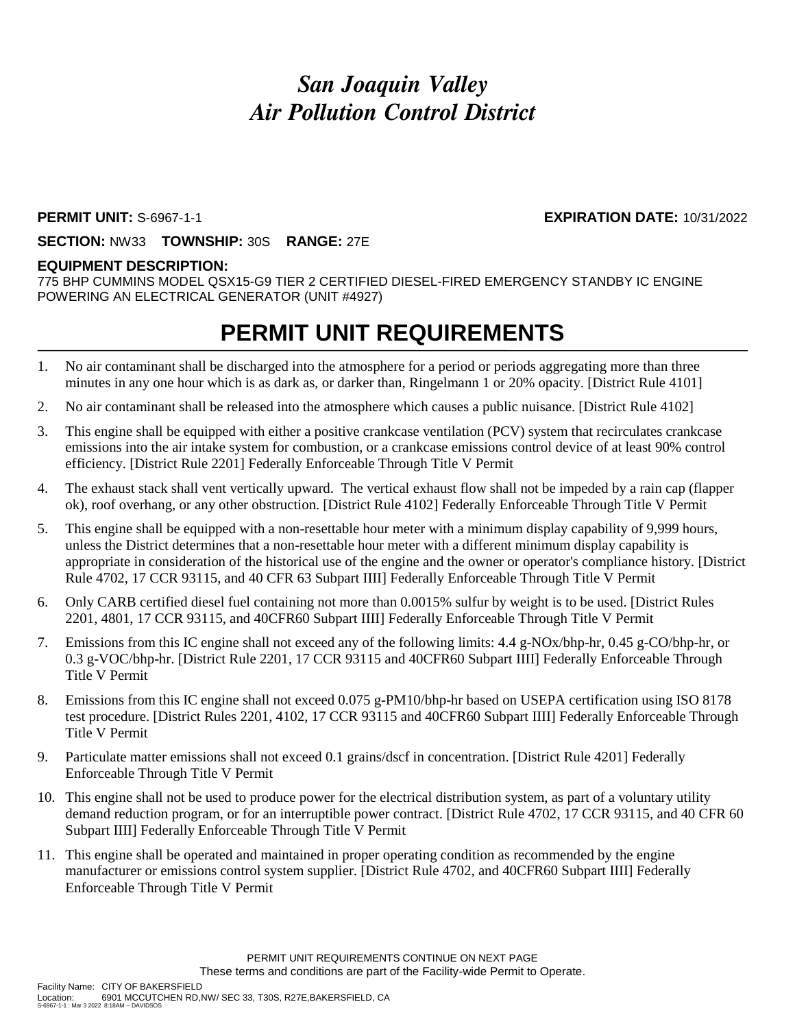# *San Joaquin Valley*
# *Air Pollution Control District*

**PERMIT UNIT:** S-6967-1-1 **EXPIRATION DATE:** 10/31/2022

**SECTION:** NW33 **TOWNSHIP:** 30S **RANGE:** 27E

**EQUIPMENT DESCRIPTION:**
775 BHP CUMMINS MODEL QSX15-G9 TIER 2 CERTIFIED DIESEL-FIRED EMERGENCY STANDBY IC ENGINE POWERING AN ELECTRICAL GENERATOR (UNIT #4927)

## PERMIT UNIT REQUIREMENTS

1. No air contaminant shall be discharged into the atmosphere for a period or periods aggregating more than three minutes in any one hour which is as dark as, or darker than, Ringelmann 1 or 20% opacity. [District Rule 4101]
2. No air contaminant shall be released into the atmosphere which causes a public nuisance. [District Rule 4102]
3. This engine shall be equipped with either a positive crankcase ventilation (PCV) system that recirculates crankcase emissions into the air intake system for combustion, or a crankcase emissions control device of at least 90% control efficiency. [District Rule 2201] Federally Enforceable Through Title V Permit
4. The exhaust stack shall vent vertically upward. The vertical exhaust flow shall not be impeded by a rain cap (flapper ok), roof overhang, or any other obstruction. [District Rule 4102] Federally Enforceable Through Title V Permit
5. This engine shall be equipped with a non-resettable hour meter with a minimum display capability of 9,999 hours, unless the District determines that a non-resettable hour meter with a different minimum display capability is appropriate in consideration of the historical use of the engine and the owner or operator's compliance history. [District Rule 4702, 17 CCR 93115, and 40 CFR 63 Subpart IIII] Federally Enforceable Through Title V Permit
6. Only CARB certified diesel fuel containing not more than 0.0015% sulfur by weight is to be used. [District Rules 2201, 4801, 17 CCR 93115, and 40CFR60 Subpart IIII] Federally Enforceable Through Title V Permit
7. Emissions from this IC engine shall not exceed any of the following limits: 4.4 g-NOx/bhp-hr, 0.45 g-CO/bhp-hr, or 0.3 g-VOC/bhp-hr. [District Rule 2201, 17 CCR 93115 and 40CFR60 Subpart IIII] Federally Enforceable Through Title V Permit
8. Emissions from this IC engine shall not exceed 0.075 g-PM10/bhp-hr based on USEPA certification using ISO 8178 test procedure. [District Rules 2201, 4102, 17 CCR 93115 and 40CFR60 Subpart IIII] Federally Enforceable Through Title V Permit
9. Particulate matter emissions shall not exceed 0.1 grains/dscf in concentration. [District Rule 4201] Federally Enforceable Through Title V Permit
10. This engine shall not be used to produce power for the electrical distribution system, as part of a voluntary utility demand reduction program, or for an interruptible power contract. [District Rule 4702, 17 CCR 93115, and 40 CFR 60 Subpart IIII] Federally Enforceable Through Title V Permit
11. This engine shall be operated and maintained in proper operating condition as recommended by the engine manufacturer or emissions control system supplier. [District Rule 4702, and 40CFR60 Subpart IIII] Federally Enforceable Through Title V Permit

PERMIT UNIT REQUIREMENTS CONTINUE ON NEXT PAGE
These terms and conditions are part of the Facility-wide Permit to Operate.

Facility Name: CITY OF BAKERSFIELD
Location: 6901 MCCUTCHEN RD,NW/ SEC 33, T30S, R27E,BAKERSFIELD, CA
S-6967-1-1 : Mar 3 2022 8:18AM -- DAVIDSOS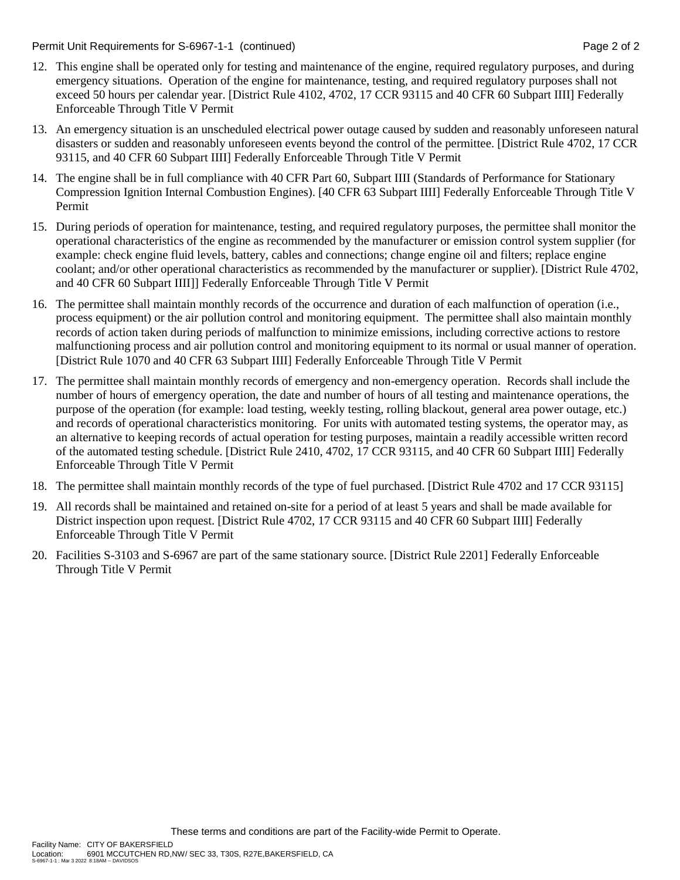Permit Unit Requirements for S-6967-1-1 (continued)

12. This engine shall be operated only for testing and maintenance of the engine, required regulatory purposes, and during emergency situations. Operation of the engine for maintenance, testing, and required regulatory purposes shall not exceed 50 hours per calendar year. [District Rule 4102, 4702, 17 CCR 93115 and 40 CFR 60 Subpart IIII] Federally Enforceable Through Title V Permit

13. An emergency situation is an unscheduled electrical power outage caused by sudden and reasonably unforeseen natural disasters or sudden and reasonably unforeseen events beyond the control of the permittee. [District Rule 4702, 17 CCR 93115, and 40 CFR 60 Subpart IIII] Federally Enforceable Through Title V Permit

14. The engine shall be in full compliance with 40 CFR Part 60, Subpart IIII (Standards of Performance for Stationary Compression Ignition Internal Combustion Engines). [40 CFR 63 Subpart IIII] Federally Enforceable Through Title V Permit

15. During periods of operation for maintenance, testing, and required regulatory purposes, the permittee shall monitor the operational characteristics of the engine as recommended by the manufacturer or emission control system supplier (for example: check engine fluid levels, battery, cables and connections; change engine oil and filters; replace engine coolant; and/or other operational characteristics as recommended by the manufacturer or supplier). [District Rule 4702, and 40 CFR 60 Subpart IIII]] Federally Enforceable Through Title V Permit

16. The permittee shall maintain monthly records of the occurrence and duration of each malfunction of operation (i.e., process equipment) or the air pollution control and monitoring equipment. The permittee shall also maintain monthly records of action taken during periods of malfunction to minimize emissions, including corrective actions to restore malfunctioning process and air pollution control and monitoring equipment to its normal or usual manner of operation. [District Rule 1070 and 40 CFR 63 Subpart IIII] Federally Enforceable Through Title V Permit

17. The permittee shall maintain monthly records of emergency and non-emergency operation. Records shall include the number of hours of emergency operation, the date and number of hours of all testing and maintenance operations, the purpose of the operation (for example: load testing, weekly testing, rolling blackout, general area power outage, etc.) and records of operational characteristics monitoring. For units with automated testing systems, the operator may, as an alternative to keeping records of actual operation for testing purposes, maintain a readily accessible written record of the automated testing schedule. [District Rule 2410, 4702, 17 CCR 93115, and 40 CFR 60 Subpart IIII] Federally Enforceable Through Title V Permit

18. The permittee shall maintain monthly records of the type of fuel purchased. [District Rule 4702 and 17 CCR 93115]

19. All records shall be maintained and retained on-site for a period of at least 5 years and shall be made available for District inspection upon request. [District Rule 4702, 17 CCR 93115 and 40 CFR 60 Subpart IIII] Federally Enforceable Through Title V Permit

20. Facilities S-3103 and S-6967 are part of the same stationary source. [District Rule 2201] Federally Enforceable Through Title V Permit

These terms and conditions are part of the Facility-wide Permit to Operate.

Facility Name: CITY OF BAKERSFIELD
Location: 6901 MCCUTCHEN RD,NW/ SEC 33, T30S, R27E,BAKERSFIELD, CA
S-6967-1-1 : Mar 3 2022 8:18AM -- DAVIDSOS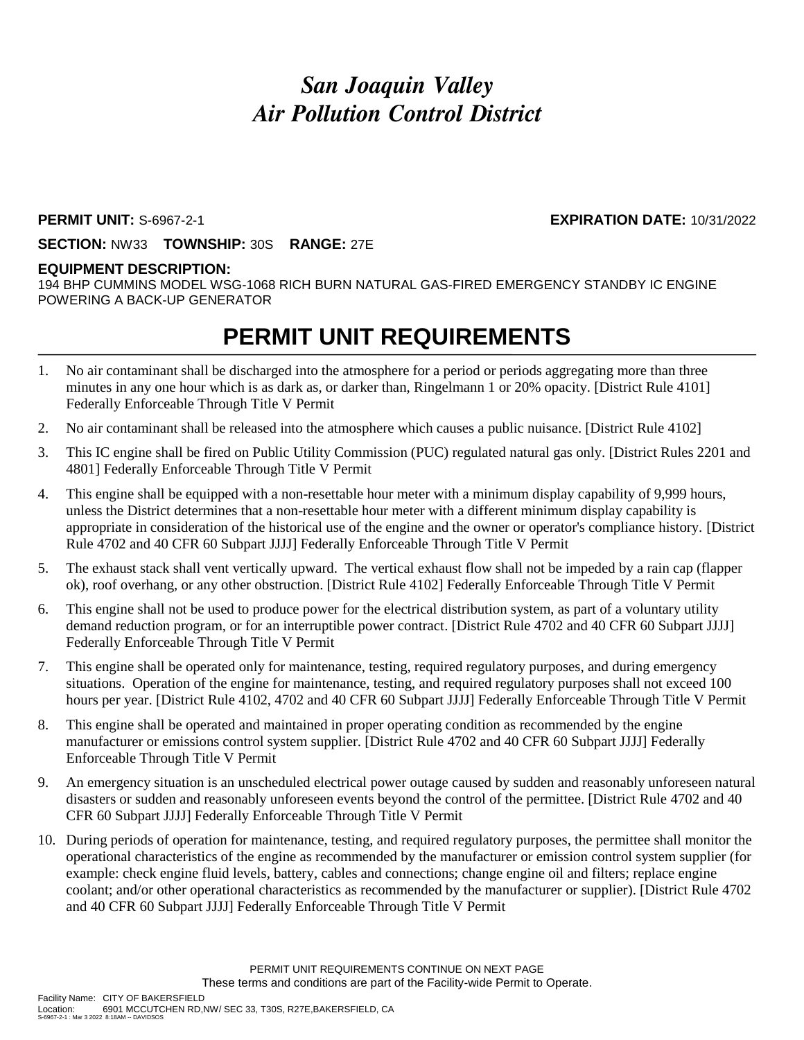# *San Joaquin Valley*
# *Air Pollution Control District*

**PERMIT UNIT:** S-6967-2-1 **EXPIRATION DATE:** 10/31/2022

**SECTION:** NW33 **TOWNSHIP:** 30S **RANGE:** 27E

**EQUIPMENT DESCRIPTION:**

194 BHP CUMMINS MODEL WSG-1068 RICH BURN NATURAL GAS-FIRED EMERGENCY STANDBY IC ENGINE POWERING A BACK-UP GENERATOR

## PERMIT UNIT REQUIREMENTS

1. No air contaminant shall be discharged into the atmosphere for a period or periods aggregating more than three minutes in any one hour which is as dark as, or darker than, Ringelmann 1 or 20% opacity. [District Rule 4101] Federally Enforceable Through Title V Permit
2. No air contaminant shall be released into the atmosphere which causes a public nuisance. [District Rule 4102]
3. This IC engine shall be fired on Public Utility Commission (PUC) regulated natural gas only. [District Rules 2201 and 4801] Federally Enforceable Through Title V Permit
4. This engine shall be equipped with a non-resettable hour meter with a minimum display capability of 9,999 hours, unless the District determines that a non-resettable hour meter with a different minimum display capability is appropriate in consideration of the historical use of the engine and the owner or operator's compliance history. [District Rule 4702 and 40 CFR 60 Subpart JJJJ] Federally Enforceable Through Title V Permit
5. The exhaust stack shall vent vertically upward. The vertical exhaust flow shall not be impeded by a rain cap (flapper ok), roof overhang, or any other obstruction. [District Rule 4102] Federally Enforceable Through Title V Permit
6. This engine shall not be used to produce power for the electrical distribution system, as part of a voluntary utility demand reduction program, or for an interruptible power contract. [District Rule 4702 and 40 CFR 60 Subpart JJJJ] Federally Enforceable Through Title V Permit
7. This engine shall be operated only for maintenance, testing, required regulatory purposes, and during emergency situations. Operation of the engine for maintenance, testing, and required regulatory purposes shall not exceed 100 hours per year. [District Rule 4102, 4702 and 40 CFR 60 Subpart JJJJ] Federally Enforceable Through Title V Permit
8. This engine shall be operated and maintained in proper operating condition as recommended by the engine manufacturer or emissions control system supplier. [District Rule 4702 and 40 CFR 60 Subpart JJJJ] Federally Enforceable Through Title V Permit
9. An emergency situation is an unscheduled electrical power outage caused by sudden and reasonably unforeseen natural disasters or sudden and reasonably unforeseen events beyond the control of the permittee. [District Rule 4702 and 40 CFR 60 Subpart JJJJ] Federally Enforceable Through Title V Permit
10. During periods of operation for maintenance, testing, and required regulatory purposes, the permittee shall monitor the operational characteristics of the engine as recommended by the manufacturer or emission control system supplier (for example: check engine fluid levels, battery, cables and connections; change engine oil and filters; replace engine coolant; and/or other operational characteristics as recommended by the manufacturer or supplier). [District Rule 4702 and 40 CFR 60 Subpart JJJJ] Federally Enforceable Through Title V Permit

PERMIT UNIT REQUIREMENTS CONTINUE ON NEXT PAGE

These terms and conditions are part of the Facility-wide Permit to Operate.

Facility Name: CITY OF BAKERSFIELD
Location: 6901 MCCUTCHEN RD,NW/ SEC 33, T30S, R27E,BAKERSFIELD, CA
S-6967-2-1 : Mar 3 2022 8:18AM -- DAVIDSOS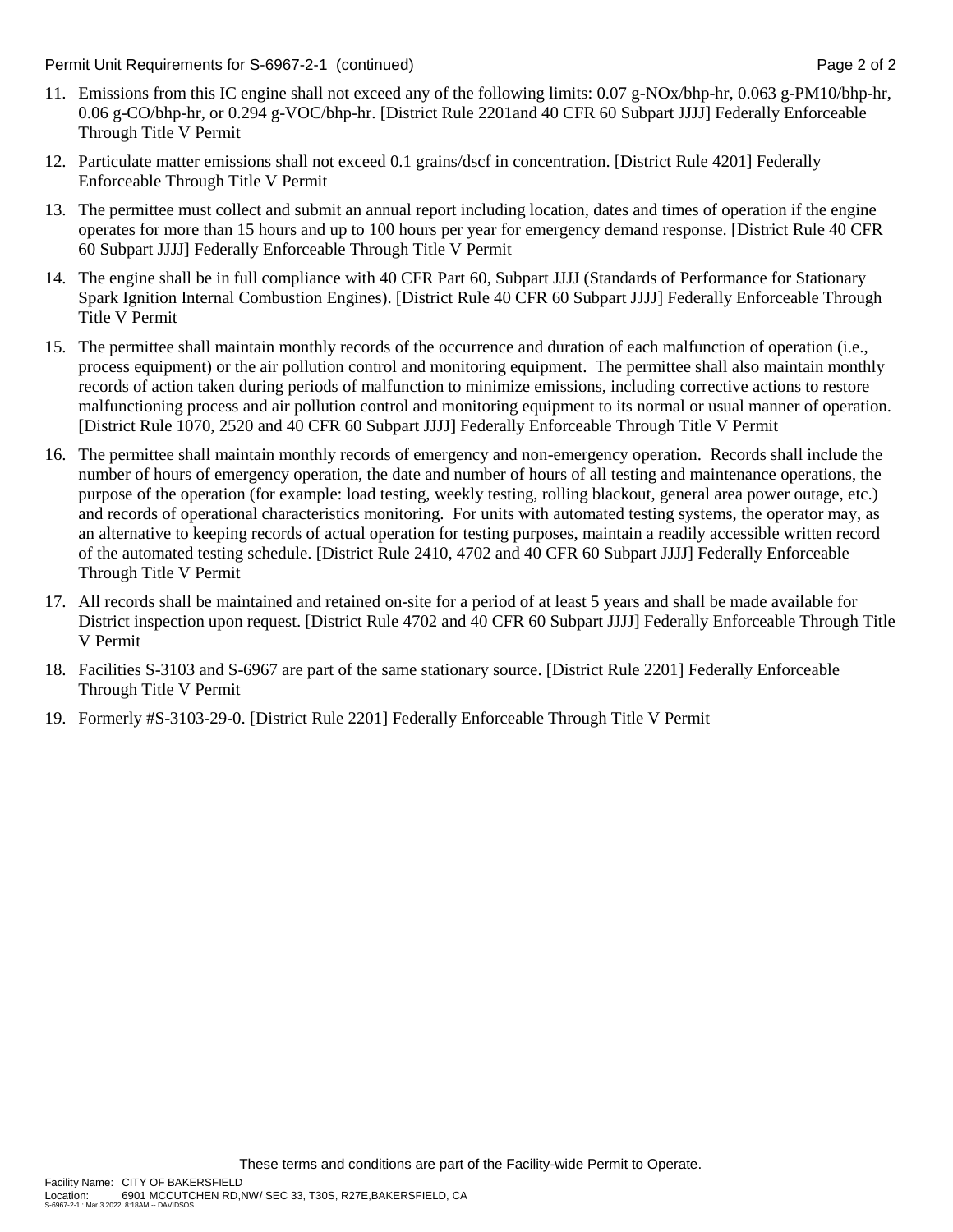11. Emissions from this IC engine shall not exceed any of the following limits: 0.07 g-NOx/bhp-hr, 0.063 g-PM10/bhp-hr, 0.06 g-CO/bhp-hr, or 0.294 g-VOC/bhp-hr. [District Rule 2201and 40 CFR 60 Subpart JJJJ] Federally Enforceable Through Title V Permit

12. Particulate matter emissions shall not exceed 0.1 grains/dscf in concentration. [District Rule 4201] Federally Enforceable Through Title V Permit

13. The permittee must collect and submit an annual report including location, dates and times of operation if the engine operates for more than 15 hours and up to 100 hours per year for emergency demand response. [District Rule 40 CFR 60 Subpart JJJJ] Federally Enforceable Through Title V Permit

14. The engine shall be in full compliance with 40 CFR Part 60, Subpart JJJJ (Standards of Performance for Stationary Spark Ignition Internal Combustion Engines). [District Rule 40 CFR 60 Subpart JJJJ] Federally Enforceable Through Title V Permit

15. The permittee shall maintain monthly records of the occurrence and duration of each malfunction of operation (i.e., process equipment) or the air pollution control and monitoring equipment. The permittee shall also maintain monthly records of action taken during periods of malfunction to minimize emissions, including corrective actions to restore malfunctioning process and air pollution control and monitoring equipment to its normal or usual manner of operation. [District Rule 1070, 2520 and 40 CFR 60 Subpart JJJJ] Federally Enforceable Through Title V Permit

16. The permittee shall maintain monthly records of emergency and non-emergency operation. Records shall include the number of hours of emergency operation, the date and number of hours of all testing and maintenance operations, the purpose of the operation (for example: load testing, weekly testing, rolling blackout, general area power outage, etc.) and records of operational characteristics monitoring. For units with automated testing systems, the operator may, as an alternative to keeping records of actual operation for testing purposes, maintain a readily accessible written record of the automated testing schedule. [District Rule 2410, 4702 and 40 CFR 60 Subpart JJJJ] Federally Enforceable Through Title V Permit

17. All records shall be maintained and retained on-site for a period of at least 5 years and shall be made available for District inspection upon request. [District Rule 4702 and 40 CFR 60 Subpart JJJJ] Federally Enforceable Through Title V Permit

18. Facilities S-3103 and S-6967 are part of the same stationary source. [District Rule 2201] Federally Enforceable Through Title V Permit

19. Formerly #S-3103-29-0. [District Rule 2201] Federally Enforceable Through Title V Permit

These terms and conditions are part of the Facility-wide Permit to Operate.

Facility Name: CITY OF BAKERSFIELD
Location: 6901 MCCUTCHEN RD,NW/ SEC 33, T30S, R27E,BAKERSFIELD, CA
S-6967-2-1 : Mar 3 2022 8:18AM -- DAVIDSOS